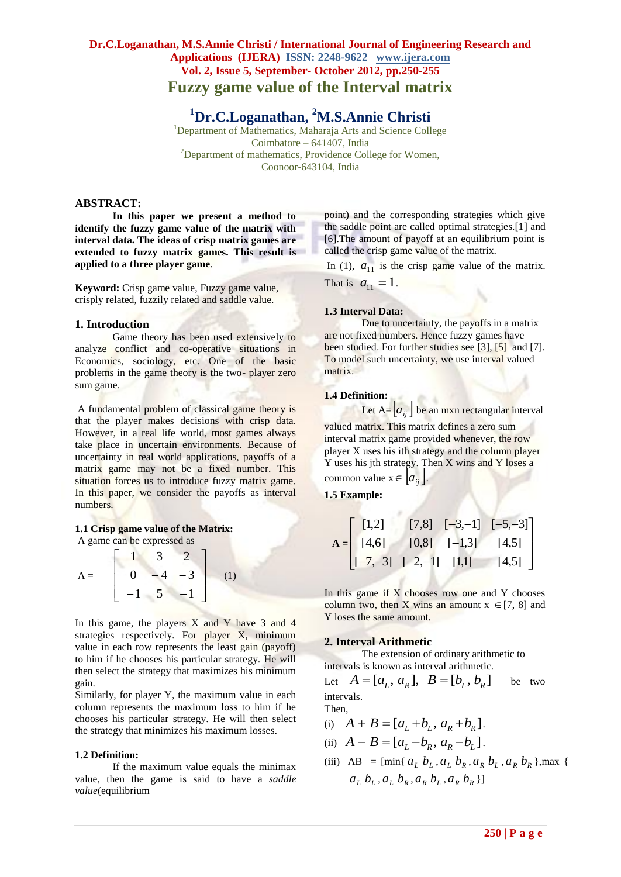# Fuzzy game value of the Interval matrix

**[1]Dr.C.Loganathan, [2]M.S.Annie Christi**

[1]Department of Mathematics, Maharaja Arts and Science College
Coimbatore – 641407, India
[2]Department of mathematics, Providence College for Women,
Coonoor-643104, India

## ABSTRACT:

**In this paper we present a method to identify the fuzzy game value of the matrix with interval data. The ideas of crisp matrix games are extended to fuzzy matrix games. This result is applied to a three player game.**

**Keyword:** Crisp game value, Fuzzy game value, crisply related, fuzzily related and saddle value.

## 1. Introduction

Game theory has been used extensively to analyze conflict and co-operative situations in Economics, sociology, etc. One of the basic problems in the game theory is the two- player zero sum game.

A fundamental problem of classical game theory is that the player makes decisions with crisp data. However, in a real life world, most games always take place in uncertain environments. Because of uncertainty in real world applications, payoffs of a matrix game may not be a fixed number. This situation forces us to introduce fuzzy matrix game. In this paper, we consider the payoffs as interval numbers.

### 1.1 Crisp game value of the Matrix:

A game can be expressed as

$$A = \begin{bmatrix} 1 & 3 & 2 \\ 0 & -4 & -3 \\ -1 & 5 & -1 \end{bmatrix} \quad (1)$$

In this game, the players X and Y have 3 and 4 strategies respectively. For player X, minimum value in each row represents the least gain (payoff) to him if he chooses his particular strategy. He will then select the strategy that maximizes his minimum gain.

Similarly, for player Y, the maximum value in each column represents the maximum loss to him if he chooses his particular strategy. He will then select the strategy that minimizes his maximum losses.

### 1.2 Definition:

If the maximum value equals the minimax value, then the game is said to have a *saddle value*(equilibrium point) and the corresponding strategies which give the saddle point are called optimal strategies.[1] and [6].The amount of payoff at an equilibrium point is called the crisp game value of the matrix.

In (1), $a_{11}$ is the crisp game value of the matrix. That is $a_{11} = 1$.

### 1.3 Interval Data:

Due to uncertainty, the payoffs in a matrix are not fixed numbers. Hence fuzzy games have been studied. For further studies see [3], [5] and [7]. To model such uncertainty, we use interval valued matrix.

### 1.4 Definition:

Let A= $\lfloor a_{ij} \rfloor$ be an mxn rectangular interval valued matrix. This matrix defines a zero sum interval matrix game provided whenever, the row player X uses his ith strategy and the column player Y uses his jth strategy. Then X wins and Y loses a common value x $\in \lfloor a_{ij} \rfloor$.

### 1.5 Example:

$$A = \begin{bmatrix} [1,2] & [7,8] & [-3,-1] & [-5,-3] \\ [4,6] & [0,8] & [-1,3] & [4,5] \\ [-7,-3] & [-2,-1] & [1,1] & [4,5] \end{bmatrix}$$

In this game if X chooses row one and Y chooses column two, then X wins an amount x $\in$ [7, 8] and Y loses the same amount.

## 2. Interval Arithmetic

The extension of ordinary arithmetic to intervals is known as interval arithmetic.

Let $A = [a_L, a_R],\ B = [b_L, b_R]$ be two intervals.

Then,

(i) $A + B = [a_L + b_L,\ a_R + b_R]$.

(ii) $A - B = [a_L - b_R,\ a_R - b_L]$.

(iii) AB $= [\min\{ a_L\, b_L, a_L\, b_R, a_R\, b_L, a_R\, b_R \}, \max\{ a_L\, b_L, a_L\, b_R, a_R\, b_L, a_R\, b_R \}]$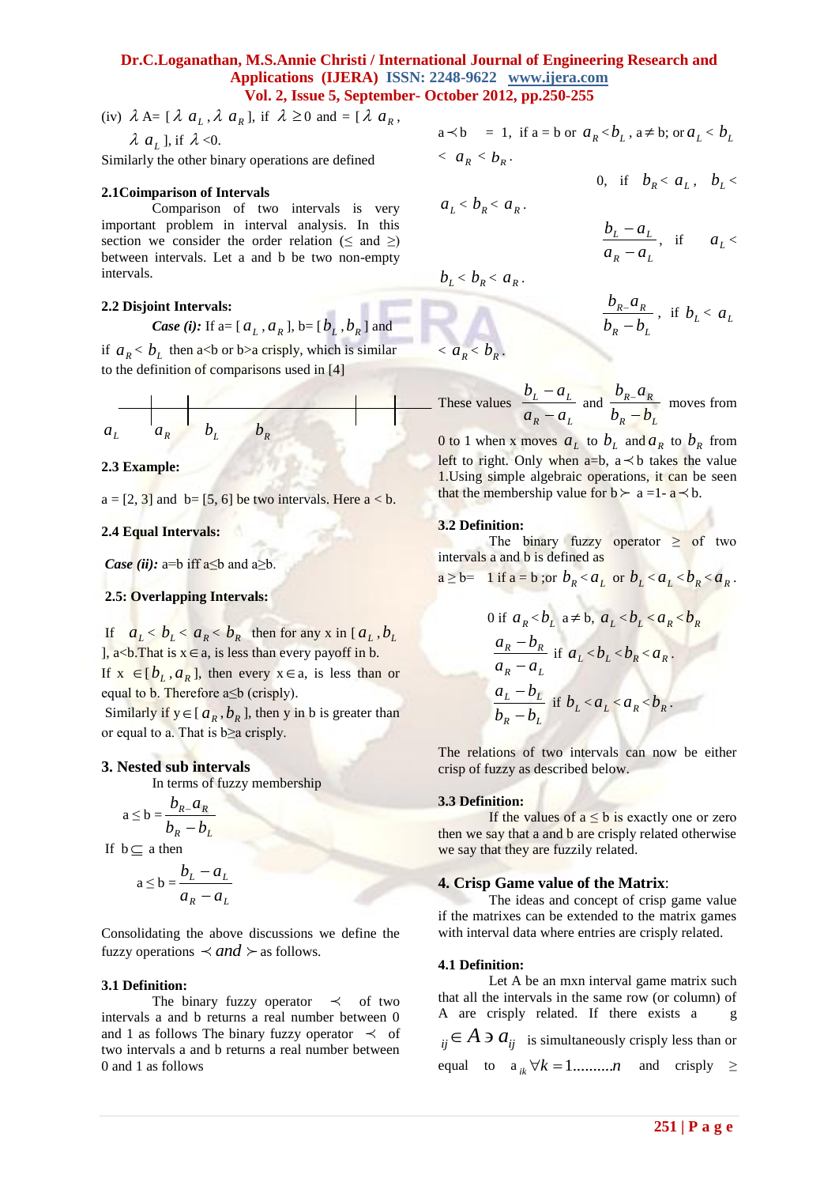(iv) $\lambda$ A= [ $\lambda$ $a_L$ , $\lambda$ $a_R$ ], if $\lambda \geq 0$ and = [ $\lambda$ $a_R$ , $\lambda$ $a_L$ ], if $\lambda$ <0.

Similarly the other binary operations are defined

**2.1Coimparison of Intervals**

Comparison of two intervals is very important problem in interval analysis. In this section we consider the order relation (≤ and ≥) between intervals. Let a and b be two non-empty intervals.

**2.2 Disjoint Intervals:**

***Case (i):*** If a= [ $a_L$ , $a_R$ ], b= [ $b_L$ , $b_R$ ] and if $a_R < b_L$ then a<b or b>a crisply, which is similar to the definition of comparisons used in [4]

$a_L$ $a_R$ $b_L$ $b_R$

**2.3 Example:**

a = [2, 3] and b= [5, 6] be two intervals. Here a < b.

**2.4 Equal Intervals:**

***Case (ii):*** a=b iff a≤b and a≥b.

**2.5: Overlapping Intervals:**

If $a_L < b_L < a_R < b_R$ then for any x in [ $a_L$ , $b_L$ ], a<b.That is x ∈ a, is less than every payoff in b.

If x ∈ [ $b_L$ , $a_R$ ], then every x ∈ a, is less than or equal to b. Therefore a≤b (crisply).

Similarly if y ∈ [ $a_R$ , $b_R$ ], then y in b is greater than or equal to a. That is b≥a crisply.

## 3. Nested sub intervals

In terms of fuzzy membership

$$a \leq b = \frac{b_R - a_R}{b_R - b_L}$$

If b ⊆ a then

$$a \leq b = \frac{b_L - a_L}{a_R - a_L}$$

Consolidating the above discussions we define the fuzzy operations $\prec$ *and* $\succ$ as follows.

**3.1 Definition:**

The binary fuzzy operator $\prec$ of two intervals a and b returns a real number between 0 and 1 as follows The binary fuzzy operator $\prec$ of two intervals a and b returns a real number between 0 and 1 as follows

$a \prec b$ = 1, if a = b or $a_R < b_L$ , a ≠ b; or $a_L < b_L < a_R < b_R$.

0, if $b_R < a_L$ , $b_L < a_L < b_R < a_R$.

$\frac{b_L - a_L}{a_R - a_L}$ , if $a_L < b_L < b_R < a_R$.

$\frac{b_R - a_R}{b_R - b_L}$ , if $b_L < a_L < a_R < b_R$.

These values $\frac{b_L - a_L}{a_R - a_L}$ and $\frac{b_R - a_R}{b_R - b_L}$ moves from 0 to 1 when x moves $a_L$ to $b_L$ and $a_R$ to $b_R$ from left to right. Only when a=b, $a \prec b$ takes the value 1.Using simple algebraic operations, it can be seen that the membership value for $b \succ a$ =1- $a \prec b$.

**3.2 Definition:**

The binary fuzzy operator ≥ of two intervals a and b is defined as

a ≥ b= 1 if a = b ;or $b_R < a_L$ or $b_L < a_L < b_R < a_R$.

0 if $a_R < b_L$ a ≠ b, $a_L < b_L < a_R < b_R$

$\frac{a_R - b_R}{a_R - a_L}$ if $a_L < b_L < b_R < a_R$.

$\frac{a_L - b_L}{b_R - b_L}$ if $b_L < a_L < a_R < b_R$.

The relations of two intervals can now be either crisp of fuzzy as described below.

**3.3 Definition:**

If the values of a ≤ b is exactly one or zero then we say that a and b are crisply related otherwise we say that they are fuzzily related.

## 4. Crisp Game value of the Matrix:

The ideas and concept of crisp game value if the matrixes can be extended to the matrix games with interval data where entries are crisply related.

**4.1 Definition:**

Let A be an mxn interval game matrix such that all the intervals in the same row (or column) of A are crisply related. If there exists a g $_{ij} \in A \ni a_{ij}$ is simultaneously crisply less than or equal to $a_{ik} \forall k = 1..........n$ and crisply ≥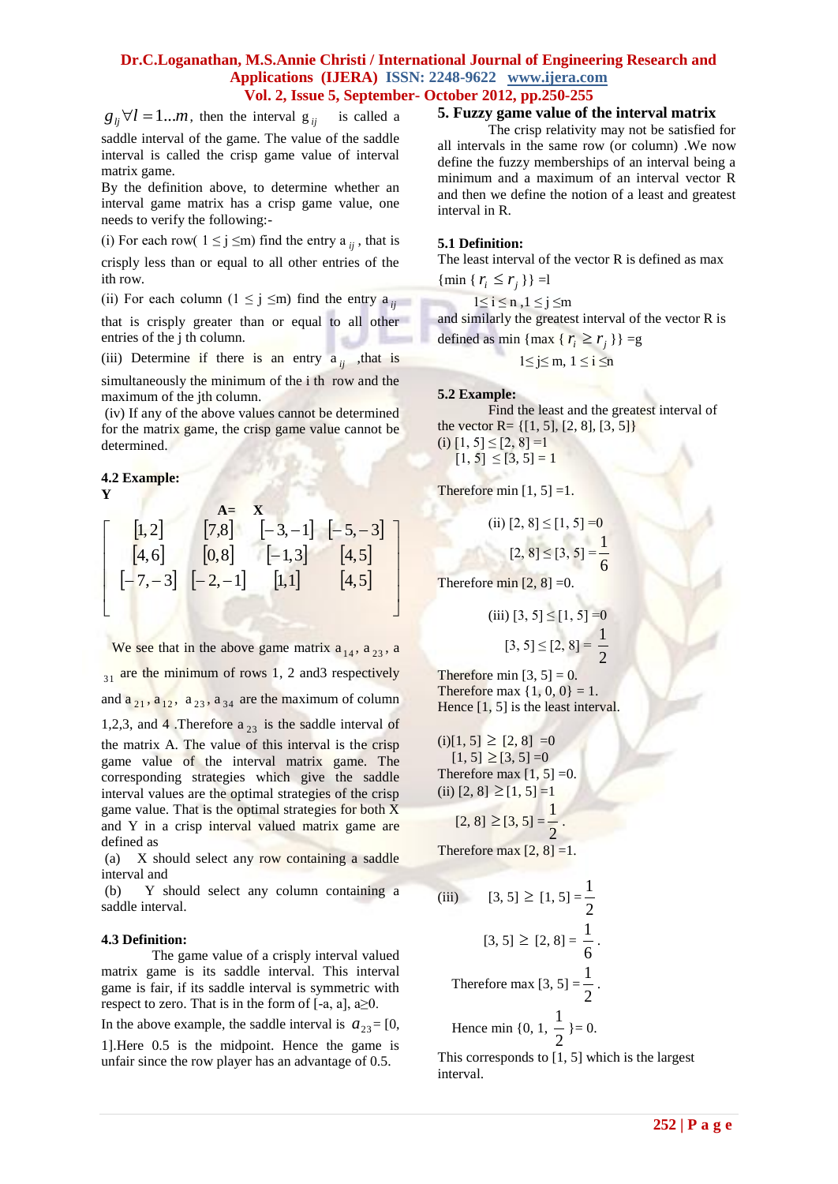$g_{lj} \forall l = 1...m$, then the interval $g_{ij}$ is called a saddle interval of the game. The value of the saddle interval is called the crisp game value of interval matrix game.

By the definition above, to determine whether an interval game matrix has a crisp game value, one needs to verify the following:-

(i) For each row( $1 \le j \le m$) find the entry $a_{ij}$, that is crisply less than or equal to all other entries of the ith row.

(ii) For each column ($1 \le j \le m$) find the entry $a_{ij}$ that is crisply greater than or equal to all other entries of the j th column.

(iii) Determine if there is an entry $a_{ij}$ ,that is simultaneously the minimum of the i th row and the maximum of the jth column.

(iv) If any of the above values cannot be determined for the matrix game, the crisp game value cannot be determined.

### 4.2 Example:

$$\mathbf{Y} \qquad \mathbf{A= \quad X}$$

$$\begin{bmatrix} [1,2] & [7,8] & [-3,-1] & [-5,-3] \\ [4,6] & [0,8] & [-1,3] & [4,5] \\ [-7,-3] & [-2,-1] & [1,1] & [4,5] \end{bmatrix}$$

We see that in the above game matrix $a_{14}$, $a_{23}$, $a_{31}$ are the minimum of rows 1, 2 and3 respectively and $a_{21}$, $a_{12}$, $a_{23}$, $a_{34}$ are the maximum of column 1,2,3, and 4 .Therefore $a_{23}$ is the saddle interval of the matrix A. The value of this interval is the crisp game value of the interval matrix game. The corresponding strategies which give the saddle interval values are the optimal strategies of the crisp game value. That is the optimal strategies for both X and Y in a crisp interval valued matrix game are defined as

(a) X should select any row containing a saddle interval and

(b) Y should select any column containing a saddle interval.

### 4.3 Definition:

The game value of a crisply interval valued matrix game is its saddle interval. This interval game is fair, if its saddle interval is symmetric with respect to zero. That is in the form of [-a, a], a≥0.

In the above example, the saddle interval is $a_{23}$= [0, 1].Here 0.5 is the midpoint. Hence the game is unfair since the row player has an advantage of 0.5.

## 5. Fuzzy game value of the interval matrix

The crisp relativity may not be satisfied for all intervals in the same row (or column) .We now define the fuzzy memberships of an interval being a minimum and a maximum of an interval vector R and then we define the notion of a least and greatest interval in R.

### 5.1 Definition:

The least interval of the vector R is defined as max {min { $r_i \le r_j$ }} =l

$1 \le i \le n, 1 \le j \le m$

and similarly the greatest interval of the vector R is defined as min {max { $r_i \ge r_j$ }} =g

$1 \le j \le m, 1 \le i \le n$

### 5.2 Example:

Find the least and the greatest interval of the vector R= {[1, 5], [2, 8], [3, 5]}

(i) [1, 5] ≤ [2, 8] =1

[1, 5] ≤ [3, 5] = 1

Therefore min [1, 5] =1.

(ii) [2, 8] ≤ [1, 5] =0

[2, 8] ≤ [3, 5] = $\frac{1}{6}$

Therefore min [2, 8] =0.

(iii) [3, 5] ≤ [1, 5] =0

[3, 5] ≤ [2, 8] = $\frac{1}{2}$

Therefore min [3, 5] = 0.

Therefore max {1, 0, 0} = 1.

Hence [1, 5] is the least interval.

(i)[1, 5] ≥ [2, 8] =0

[1, 5] ≥ [3, 5] =0

Therefore max [1, 5] =0.

(ii) [2, 8] ≥ [1, 5] =1

[2, 8] ≥ [3, 5] = $\frac{1}{2}$.

Therefore max [2, 8] =1.

(iii) [3, 5] ≥ [1, 5] = $\frac{1}{2}$

[3, 5] ≥ [2, 8] = $\frac{1}{6}$.

Therefore max [3, 5] = $\frac{1}{2}$.

Hence min {0, 1, $\frac{1}{2}$ }= 0.

This corresponds to [1, 5] which is the largest interval.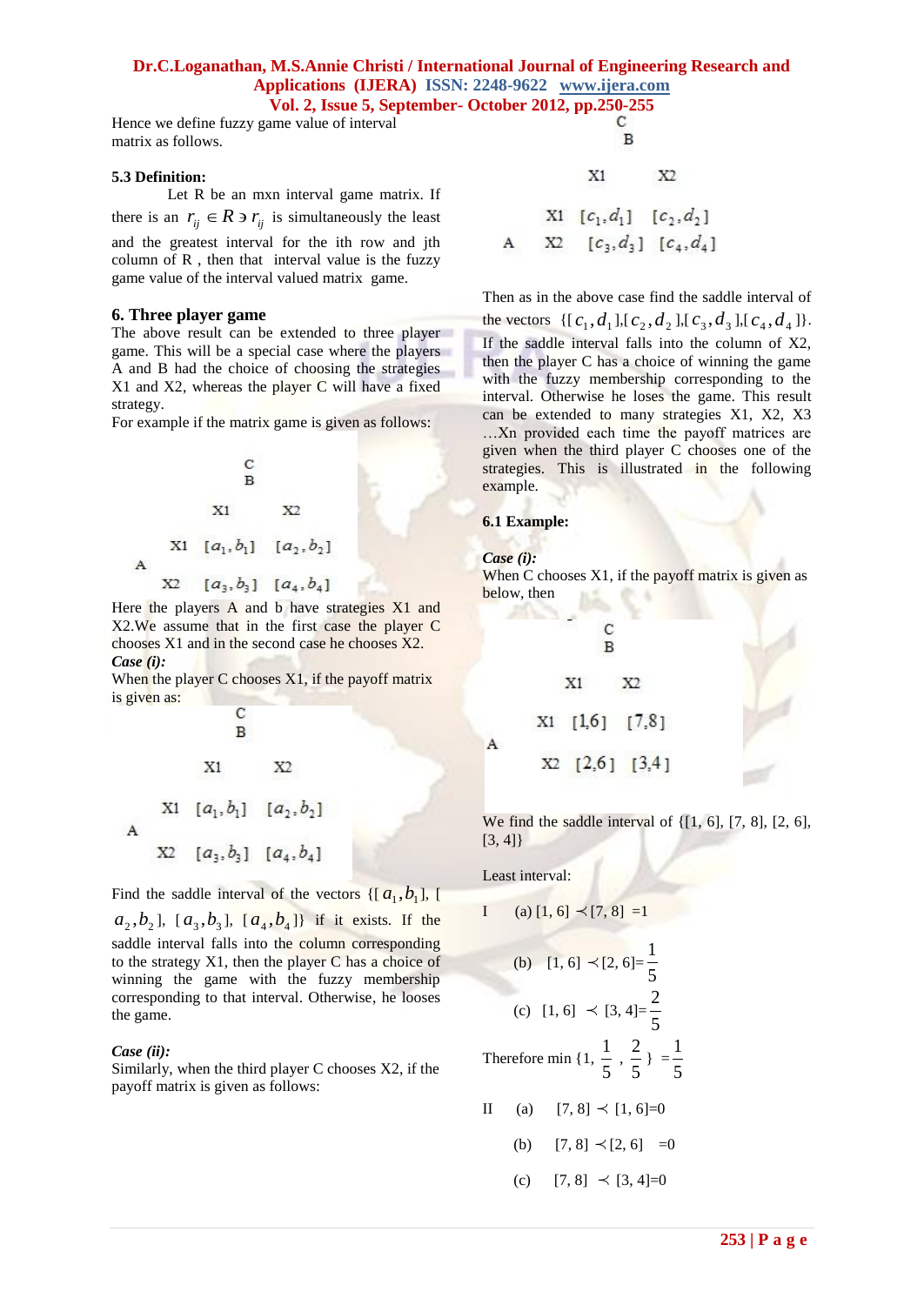Hence we define fuzzy game value of interval matrix as follows.

**5.3 Definition:**

Let R be an mxn interval game matrix. If there is an $r_{ij} \in R \ni r_{ij}$ is simultaneously the least and the greatest interval for the ith row and jth column of R , then that interval value is the fuzzy game value of the interval valued matrix game.

## 6. Three player game

The above result can be extended to three player game. This will be a special case where the players A and B had the choice of choosing the strategies X1 and X2, whereas the player C will have a fixed strategy.

For example if the matrix game is given as follows:

| C | | |
|---|---|---|
| A \ B | X1 | X2 |
| X1 | $[a_1, b_1]$ | $[a_2, b_2]$ |
| X2 | $[a_3, b_3]$ | $[a_4, b_4]$ |

Here the players A and b have strategies X1 and X2.We assume that in the first case the player C chooses X1 and in the second case he chooses X2.

***Case (i):***

When the player C chooses X1, if the payoff matrix is given as:

| C | | |
|---|---|---|
| A \ B | X1 | X2 |
| X1 | $[a_1, b_1]$ | $[a_2, b_2]$ |
| X2 | $[a_3, b_3]$ | $[a_4, b_4]$ |

Find the saddle interval of the vectors $\{[a_1, b_1], [a_2, b_2], [a_3, b_3], [a_4, b_4]\}$ if it exists. If the saddle interval falls into the column corresponding to the strategy X1, then the player C has a choice of winning the game with the fuzzy membership corresponding to that interval. Otherwise, he looses the game.

***Case (ii):***

Similarly, when the third player C chooses X2, if the payoff matrix is given as follows:

| C | | |
|---|---|---|
| A \ B | X1 | X2 |
| X1 | $[c_1, d_1]$ | $[c_2, d_2]$ |
| X2 | $[c_3, d_3]$ | $[c_4, d_4]$ |

Then as in the above case find the saddle interval of the vectors $\{[c_1, d_1], [c_2, d_2], [c_3, d_3], [c_4, d_4]\}$. If the saddle interval falls into the column of X2, then the player C has a choice of winning the game with the fuzzy membership corresponding to the interval. Otherwise he loses the game. This result can be extended to many strategies X1, X2, X3 …Xn provided each time the payoff matrices are given when the third player C chooses one of the strategies. This is illustrated in the following example.

**6.1 Example:**

***Case (i):***

When C chooses X1, if the payoff matrix is given as below, then

| C | | |
|---|---|---|
| A \ B | X1 | X2 |
| X1 | [1,6] | [7,8] |
| X2 | [2,6] | [3,4] |

We find the saddle interval of {[1, 6], [7, 8], [2, 6], [3, 4]}

Least interval:

I (a) [1, 6] $\prec$ [7, 8] =1

(b) [1, 6] $\prec$ [2, 6]= $\frac{1}{5}$

(c) [1, 6] $\prec$ [3, 4]= $\frac{2}{5}$

Therefore min $\{1, \frac{1}{5}, \frac{2}{5}\} = \frac{1}{5}$

II (a) [7, 8] $\prec$ [1, 6]=0

(b) [7, 8] $\prec$ [2, 6] =0

(c) [7, 8] $\prec$ [3, 4]=0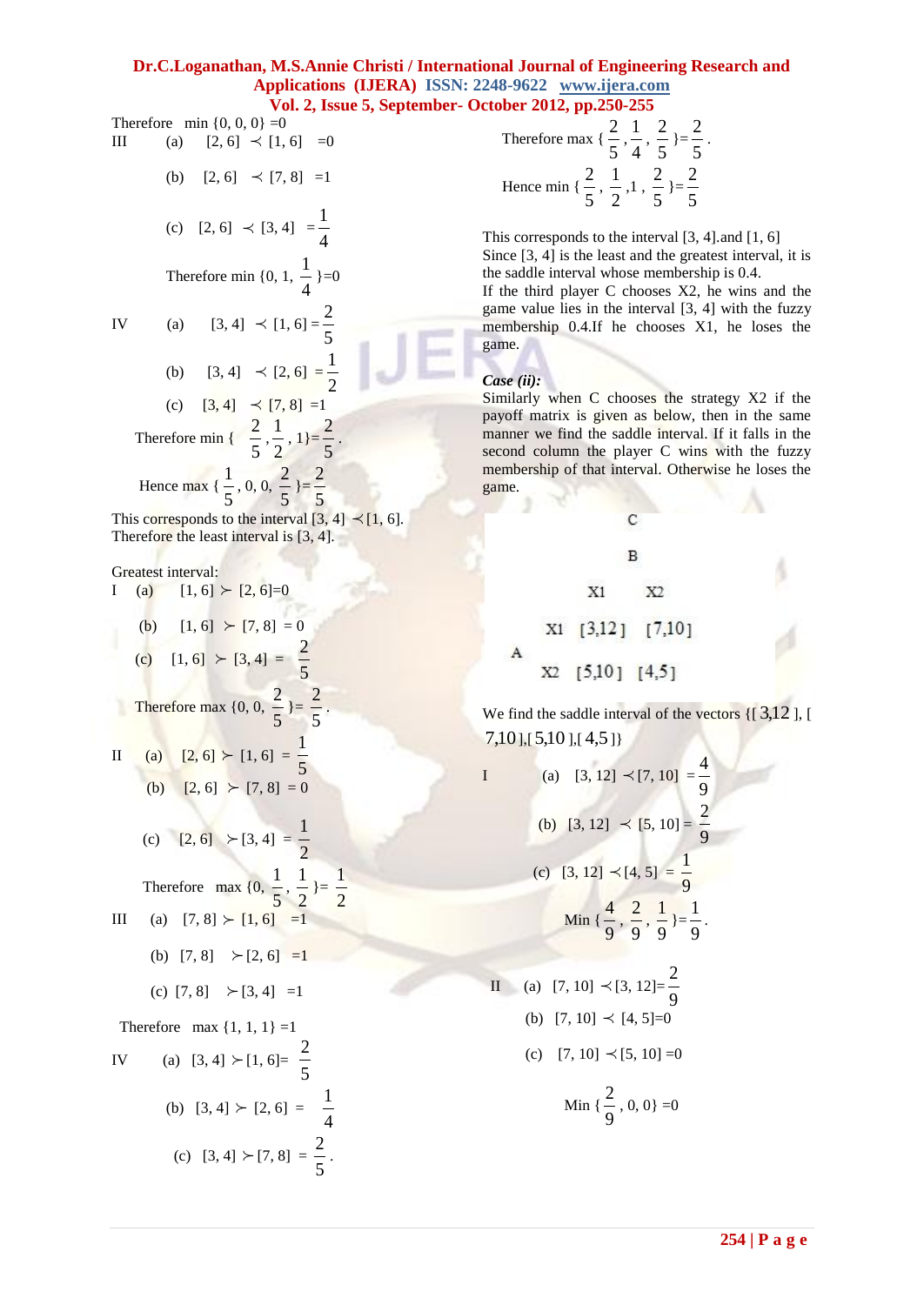Therefore min {0, 0, 0} =0

III (a) [2, 6] $\prec$ [1, 6] =0

(b) [2, 6] $\prec$ [7, 8] =1

(c) [2, 6] $\prec$ [3, 4] $=\frac{1}{4}$

Therefore min {0, 1, $\frac{1}{4}$ }=0

IV (a) [3, 4] $\prec$ [1, 6] $=\frac{2}{5}$

(b) [3, 4] $\prec$ [2, 6] $=\frac{1}{2}$

(c) [3, 4] $\prec$ [7, 8] =1

Therefore min { $\frac{2}{5}, \frac{1}{2}$, 1}= $\frac{2}{5}$.

Hence max { $\frac{1}{5}$, 0, 0, $\frac{2}{5}$ }= $\frac{2}{5}$

This corresponds to the interval [3, 4] $\prec$[1, 6].
Therefore the least interval is [3, 4].

Greatest interval:

I (a) [1, 6] $\succ$ [2, 6]=0

(b) [1, 6] $\succ$ [7, 8] = 0

(c) [1, 6] $\succ$ [3, 4] = $\frac{2}{5}$

Therefore max {0, 0, $\frac{2}{5}$ }= $\frac{2}{5}$.

II (a) [2, 6] $\succ$ [1, 6] = $\frac{1}{5}$

(b) [2, 6] $\succ$ [7, 8] = 0

(c) [2, 6] $\succ$[3, 4] = $\frac{1}{2}$

Therefore max {0, $\frac{1}{5}$, $\frac{1}{2}$ }= $\frac{1}{2}$

III (a) [7, 8] $\succ$ [1, 6] =1

(b) [7, 8] $\succ$[2, 6] =1

(c) [7, 8] $\succ$[3, 4] =1

Therefore max {1, 1, 1} =1

IV (a) [3, 4] $\succ$[1, 6]= $\frac{2}{5}$

(b) [3, 4] $\succ$ [2, 6] = $\frac{1}{4}$

(c) [3, 4] $\succ$[7, 8] = $\frac{2}{5}$.

Therefore max { $\frac{2}{5}, \frac{1}{4}, \frac{2}{5}$ }= $\frac{2}{5}$.

Hence min { $\frac{2}{5}, \frac{1}{2}$ ,1 , $\frac{2}{5}$ }= $\frac{2}{5}$

This corresponds to the interval [3, 4].and [1, 6]
Since [3, 4] is the least and the greatest interval, it is the saddle interval whose membership is 0.4.
If the third player C chooses X2, he wins and the game value lies in the interval [3, 4] with the fuzzy membership 0.4.If he chooses X1, he loses the game.

***Case (ii):***
Similarly when C chooses the strategy X2 if the payoff matrix is given as below, then in the same manner we find the saddle interval. If it falls in the second column the player C wins with the fuzzy membership of that interval. Otherwise he loses the game.

C

| | | B | |
|---|---|---|---|
| | | X1 | X2 |
| A | X1 | [3,12] | [7,10] |
| | X2 | [5,10] | [4,5] |

We find the saddle interval of the vectors {[ 3,12 ], [ 7,10 ],[ 5,10 ],[ 4,5 ]}

I (a) [3, 12] $\prec$[7, 10] $=\frac{4}{9}$

(b) [3, 12] $\prec$ [5, 10] = $\frac{2}{9}$

(c) [3, 12] $\prec$[4, 5] = $\frac{1}{9}$

Min { $\frac{4}{9}, \frac{2}{9}, \frac{1}{9}$ }= $\frac{1}{9}$.

II (a) [7, 10] $\prec$[3, 12]= $\frac{2}{9}$

(b) [7, 10] $\prec$ [4, 5]=0

(c) [7, 10] $\prec$[5, 10] =0

Min { $\frac{2}{9}$, 0, 0} =0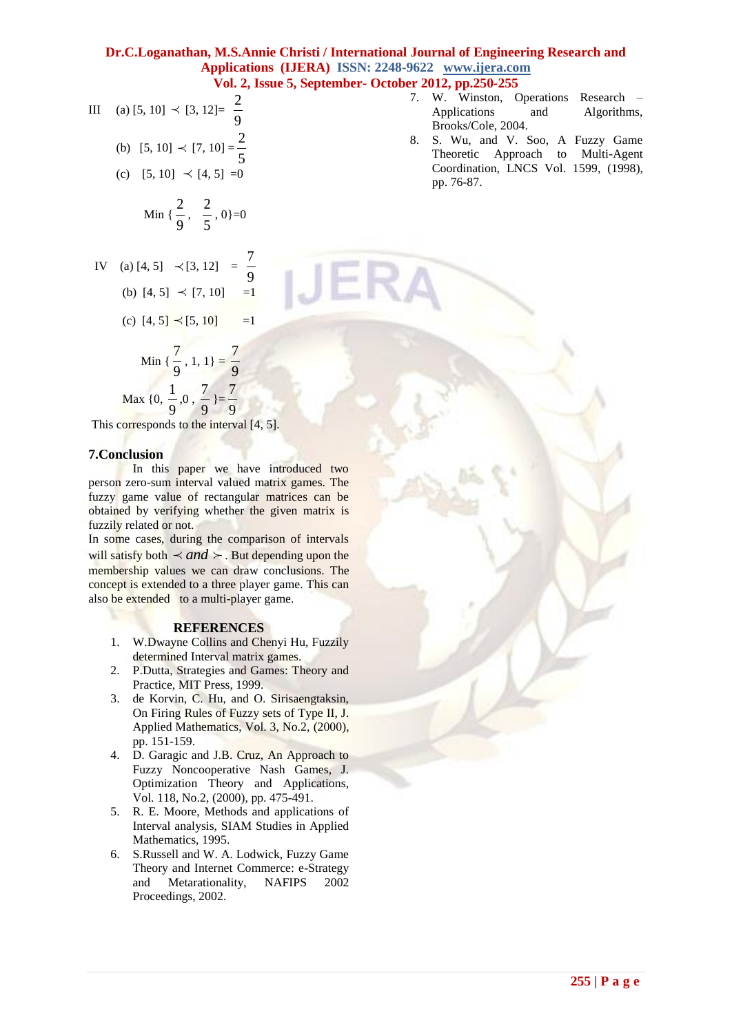III (a) $[5, 10] \prec [3, 12] = \frac{2}{9}$

(b) $[5, 10] \prec [7, 10] = \frac{2}{5}$

(c) $[5, 10] \prec [4, 5] = 0$

$$\text{Min}\ \{\frac{2}{9}, \frac{2}{5}, 0\} = 0$$

IV (a) $[4, 5] \prec [3, 12] = \frac{7}{9}$

(b) $[4, 5] \prec [7, 10] = 1$

(c) $[4, 5] \prec [5, 10] = 1$

$$\text{Min}\ \{\frac{7}{9}, 1, 1\} = \frac{7}{9}$$

$$\text{Max}\ \{0, \frac{1}{9}, 0, \frac{7}{9}\} = \frac{7}{9}$$

This corresponds to the interval [4, 5].

## 7.Conclusion

In this paper we have introduced two person zero-sum interval valued matrix games. The fuzzy game value of rectangular matrices can be obtained by verifying whether the given matrix is fuzzily related or not.

In some cases, during the comparison of intervals will satisfy both $\prec$ *and* $\succ$. But depending upon the membership values we can draw conclusions. The concept is extended to a three player game. This can also be extended to a multi-player game.

### REFERENCES

1. W.Dwayne Collins and Chenyi Hu, Fuzzily determined Interval matrix games.
2. P.Dutta, Strategies and Games: Theory and Practice, MIT Press, 1999.
3. de Korvin, C. Hu, and O. Sirisaengtaksin, On Firing Rules of Fuzzy sets of Type II, J. Applied Mathematics, Vol. 3, No.2, (2000), pp. 151-159.
4. D. Garagic and J.B. Cruz, An Approach to Fuzzy Noncooperative Nash Games, J. Optimization Theory and Applications, Vol. 118, No.2, (2000), pp. 475-491.
5. R. E. Moore, Methods and applications of Interval analysis, SIAM Studies in Applied Mathematics, 1995.
6. S.Russell and W. A. Lodwick, Fuzzy Game Theory and Internet Commerce: e-Strategy and Metarationality, NAFIPS 2002 Proceedings, 2002.
7. W. Winston, Operations Research – Applications and Algorithms, Brooks/Cole, 2004.
8. S. Wu, and V. Soo, A Fuzzy Game Theoretic Approach to Multi-Agent Coordination, LNCS Vol. 1599, (1998), pp. 76-87.